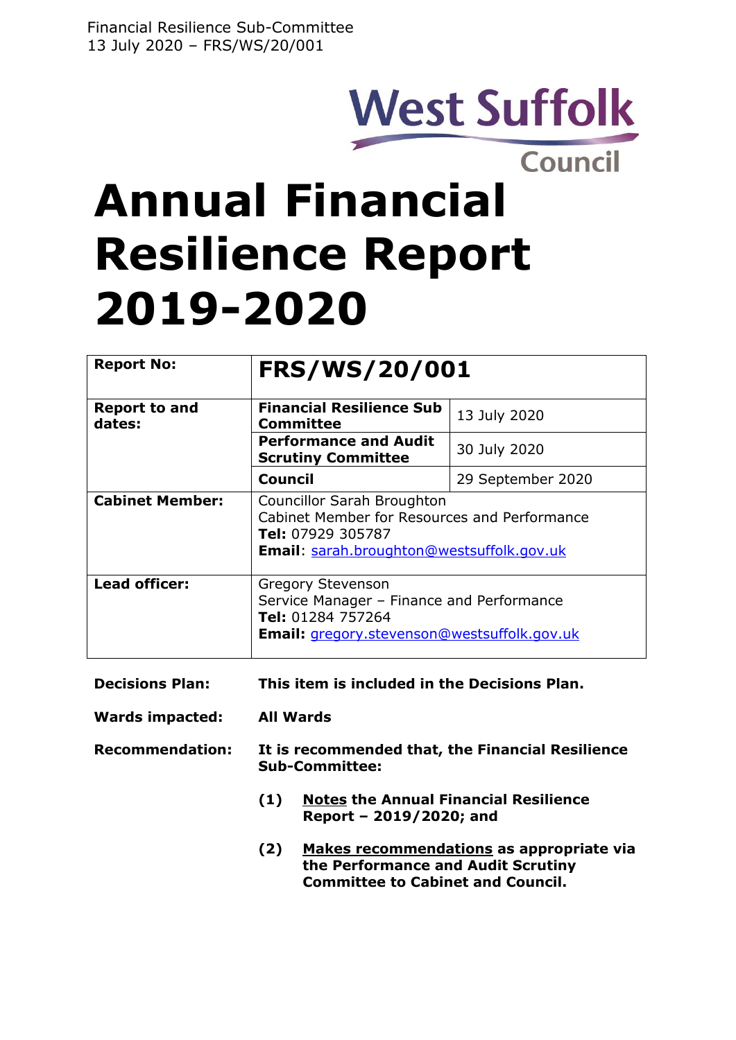Financial Resilience Sub-Committee
13 July 2020 – FRS/WS/20/001

West Suffolk Council

# Annual Financial Resilience Report 2019-2020

| Report No: | FRS/WS/20/001 | |
|---|---|---|
| Report to and dates: | Financial Resilience Sub Committee | 13 July 2020 |
| | Performance and Audit Scrutiny Committee | 30 July 2020 |
| | Council | 29 September 2020 |
| Cabinet Member: | Councillor Sarah Broughton<br>Cabinet Member for Resources and Performance<br>**Tel:** 07929 305787<br>**Email**: sarah.broughton@westsuffolk.gov.uk | |
| Lead officer: | Gregory Stevenson<br>Service Manager – Finance and Performance<br>**Tel:** 01284 757264<br>**Email:** gregory.stevenson@westsuffolk.gov.uk | |

**Decisions Plan:** **This item is included in the Decisions Plan.**

**Wards impacted:** **All Wards**

**Recommendation:** **It is recommended that, the Financial Resilience Sub-Committee:**

**(1)** **Notes the Annual Financial Resilience Report – 2019/2020; and**

**(2)** **Makes recommendations as appropriate via the Performance and Audit Scrutiny Committee to Cabinet and Council.**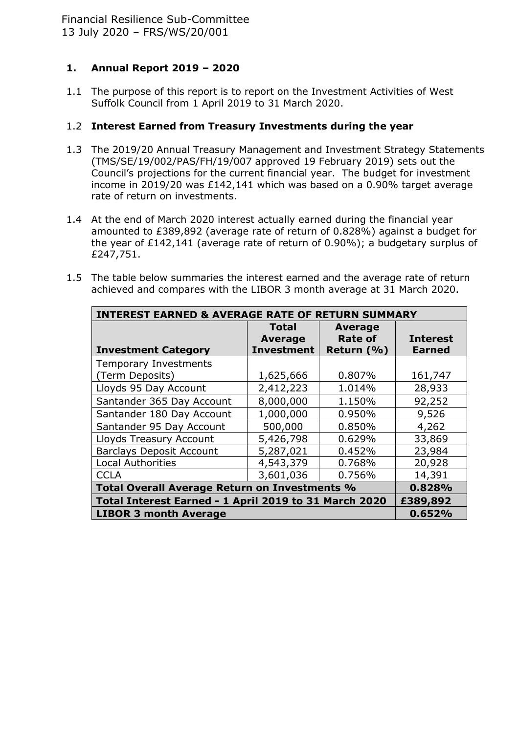## 1. Annual Report 2019 – 2020

1.1 The purpose of this report is to report on the Investment Activities of West Suffolk Council from 1 April 2019 to 31 March 2020.

### 1.2 Interest Earned from Treasury Investments during the year

1.3 The 2019/20 Annual Treasury Management and Investment Strategy Statements (TMS/SE/19/002/PAS/FH/19/007 approved 19 February 2019) sets out the Council's projections for the current financial year. The budget for investment income in 2019/20 was £142,141 which was based on a 0.90% target average rate of return on investments.

1.4 At the end of March 2020 interest actually earned during the financial year amounted to £389,892 (average rate of return of 0.828%) against a budget for the year of £142,141 (average rate of return of 0.90%); a budgetary surplus of £247,751.

1.5 The table below summaries the interest earned and the average rate of return achieved and compares with the LIBOR 3 month average at 31 March 2020.

| **INTEREST EARNED & AVERAGE RATE OF RETURN SUMMARY** | | | |
|---|---|---|---|
| **Investment Category** | **Total Average Investment** | **Average Rate of Return (%)** | **Interest Earned** |
| Temporary Investments (Term Deposits) | 1,625,666 | 0.807% | 161,747 |
| Lloyds 95 Day Account | 2,412,223 | 1.014% | 28,933 |
| Santander 365 Day Account | 8,000,000 | 1.150% | 92,252 |
| Santander 180 Day Account | 1,000,000 | 0.950% | 9,526 |
| Santander 95 Day Account | 500,000 | 0.850% | 4,262 |
| Lloyds Treasury Account | 5,426,798 | 0.629% | 33,869 |
| Barclays Deposit Account | 5,287,021 | 0.452% | 23,984 |
| Local Authorities | 4,543,379 | 0.768% | 20,928 |
| CCLA | 3,601,036 | 0.756% | 14,391 |
| **Total Overall Average Return on Investments %** | | | **0.828%** |
| **Total Interest Earned - 1 April 2019 to 31 March 2020** | | | **£389,892** |
| **LIBOR 3 month Average** | | | **0.652%** |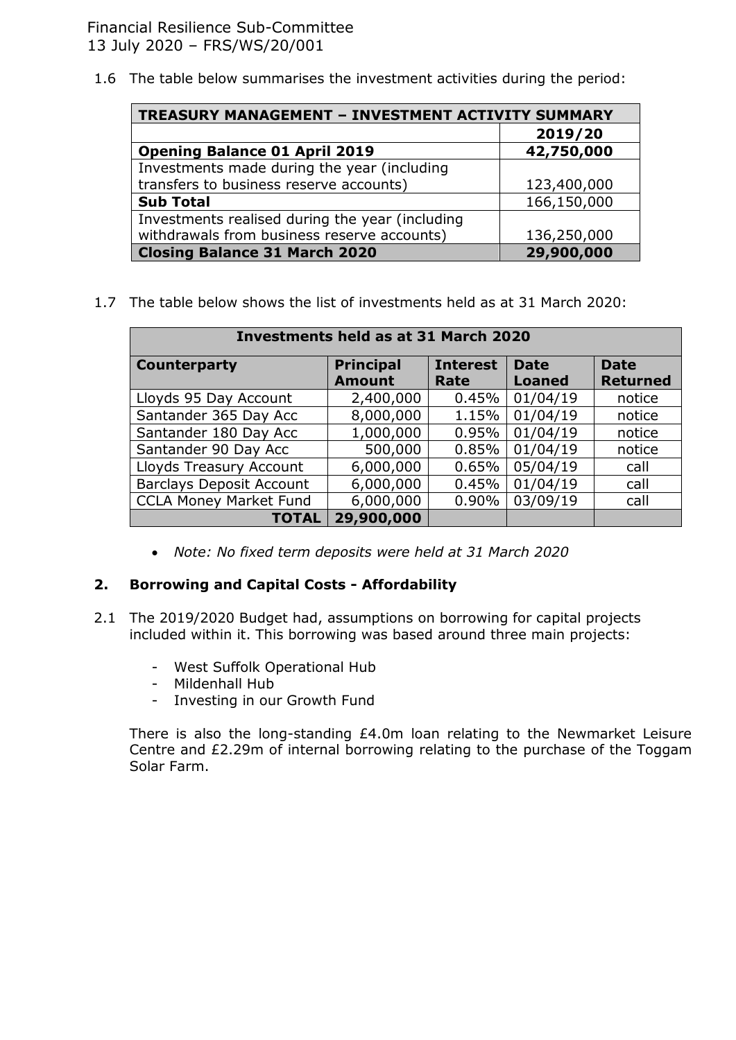1.6 The table below summarises the investment activities during the period:

| TREASURY MANAGEMENT – INVESTMENT ACTIVITY SUMMARY | |
|---|---|
| | **2019/20** |
| **Opening Balance 01 April 2019** | **42,750,000** |
| Investments made during the year (including transfers to business reserve accounts) | 123,400,000 |
| **Sub Total** | 166,150,000 |
| Investments realised during the year (including withdrawals from business reserve accounts) | 136,250,000 |
| **Closing Balance 31 March 2020** | **29,900,000** |

1.7 The table below shows the list of investments held as at 31 March 2020:

| Investments held as at 31 March 2020 | | | | |
|---|---|---|---|---|
| **Counterparty** | **Principal Amount** | **Interest Rate** | **Date Loaned** | **Date Returned** |
| Lloyds 95 Day Account | 2,400,000 | 0.45% | 01/04/19 | notice |
| Santander 365 Day Acc | 8,000,000 | 1.15% | 01/04/19 | notice |
| Santander 180 Day Acc | 1,000,000 | 0.95% | 01/04/19 | notice |
| Santander 90 Day Acc | 500,000 | 0.85% | 01/04/19 | notice |
| Lloyds Treasury Account | 6,000,000 | 0.65% | 05/04/19 | call |
| Barclays Deposit Account | 6,000,000 | 0.45% | 01/04/19 | call |
| CCLA Money Market Fund | 6,000,000 | 0.90% | 03/09/19 | call |
| **TOTAL** | **29,900,000** | | | |

- *Note: No fixed term deposits were held at 31 March 2020*

## 2. Borrowing and Capital Costs - Affordability

2.1 The 2019/2020 Budget had, assumptions on borrowing for capital projects included within it. This borrowing was based around three main projects:

- West Suffolk Operational Hub
- Mildenhall Hub
- Investing in our Growth Fund

There is also the long-standing £4.0m loan relating to the Newmarket Leisure Centre and £2.29m of internal borrowing relating to the purchase of the Toggam Solar Farm.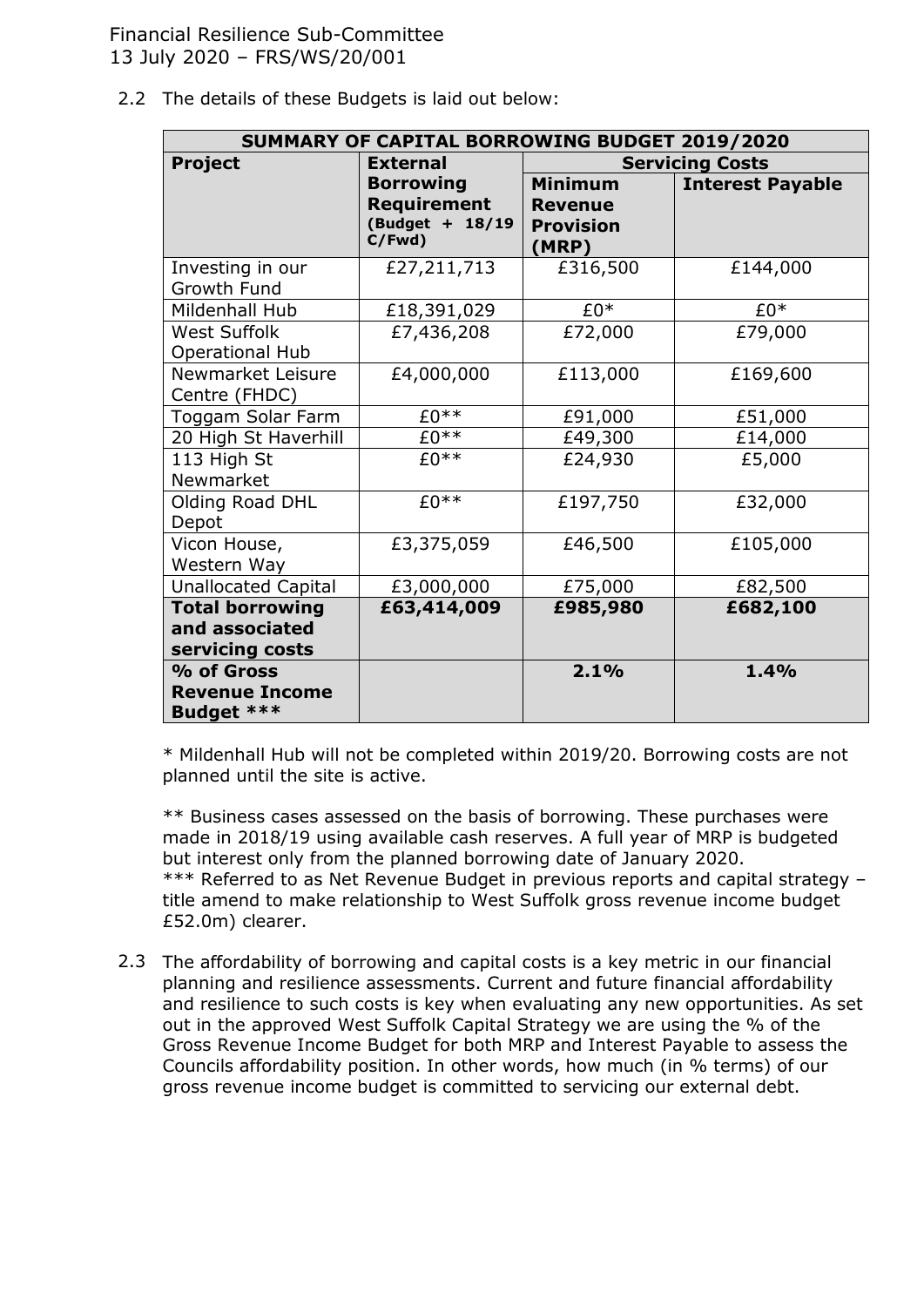2.2 The details of these Budgets is laid out below:

| SUMMARY OF CAPITAL BORROWING BUDGET 2019/2020 | | | |
|---|---|---|---|
| **Project** | **External Borrowing Requirement (Budget + 18/19 C/Fwd)** | **Servicing Costs** | |
| | | **Minimum Revenue Provision (MRP)** | **Interest Payable** |
| Investing in our Growth Fund | £27,211,713 | £316,500 | £144,000 |
| Mildenhall Hub | £18,391,029 | £0* | £0* |
| West Suffolk Operational Hub | £7,436,208 | £72,000 | £79,000 |
| Newmarket Leisure Centre (FHDC) | £4,000,000 | £113,000 | £169,600 |
| Toggam Solar Farm | £0** | £91,000 | £51,000 |
| 20 High St Haverhill | £0** | £49,300 | £14,000 |
| 113 High St Newmarket | £0** | £24,930 | £5,000 |
| Olding Road DHL Depot | £0** | £197,750 | £32,000 |
| Vicon House, Western Way | £3,375,059 | £46,500 | £105,000 |
| Unallocated Capital | £3,000,000 | £75,000 | £82,500 |
| **Total borrowing and associated servicing costs** | **£63,414,009** | **£985,980** | **£682,100** |
| **% of Gross Revenue Income Budget *** ** | | **2.1%** | **1.4%** |

* Mildenhall Hub will not be completed within 2019/20. Borrowing costs are not planned until the site is active.

** Business cases assessed on the basis of borrowing. These purchases were made in 2018/19 using available cash reserves. A full year of MRP is budgeted but interest only from the planned borrowing date of January 2020.

*** Referred to as Net Revenue Budget in previous reports and capital strategy – title amend to make relationship to West Suffolk gross revenue income budget £52.0m) clearer.

2.3 The affordability of borrowing and capital costs is a key metric in our financial planning and resilience assessments. Current and future financial affordability and resilience to such costs is key when evaluating any new opportunities. As set out in the approved West Suffolk Capital Strategy we are using the % of the Gross Revenue Income Budget for both MRP and Interest Payable to assess the Councils affordability position. In other words, how much (in % terms) of our gross revenue income budget is committed to servicing our external debt.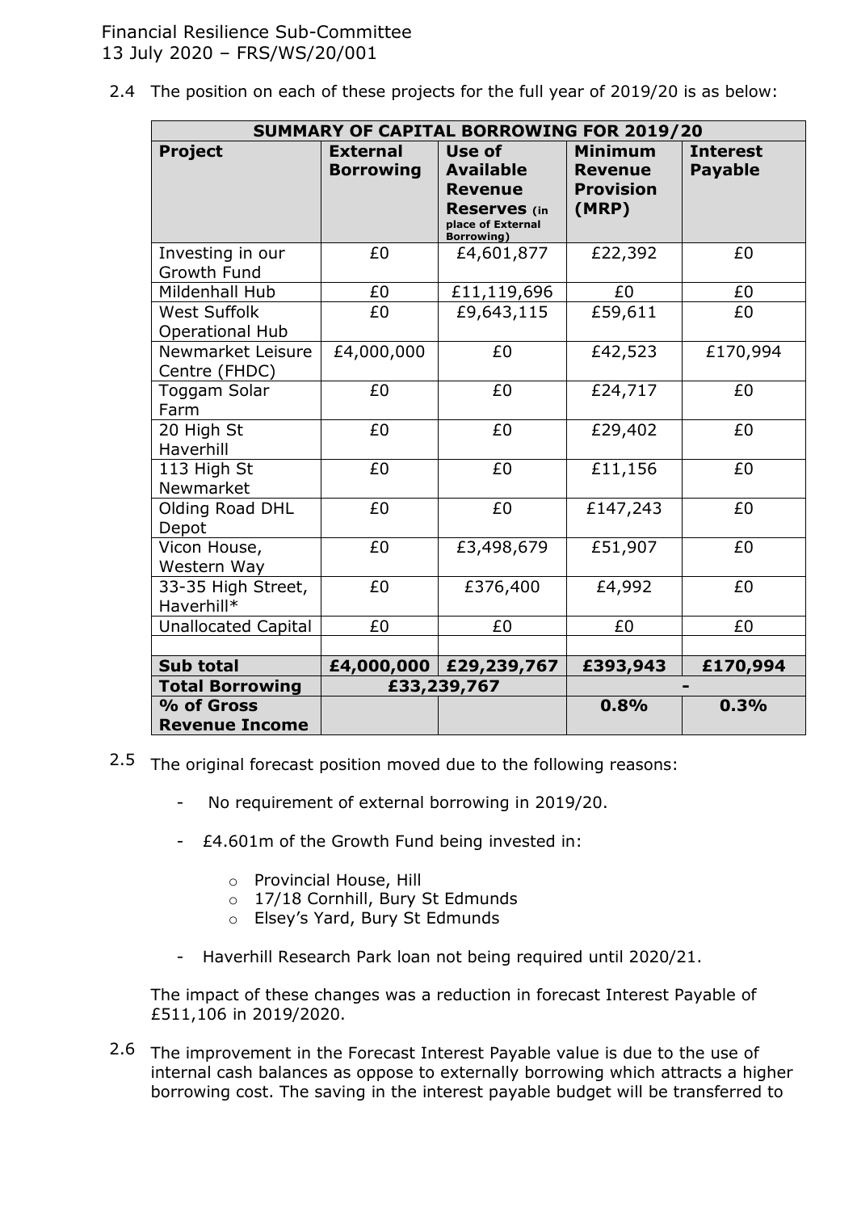2.4 The position on each of these projects for the full year of 2019/20 is as below:

| SUMMARY OF CAPITAL BORROWING FOR 2019/20 | | | | |
|---|---|---|---|---|
| **Project** | **External Borrowing** | **Use of Available Revenue Reserves** (in place of External Borrowing) | **Minimum Revenue Provision (MRP)** | **Interest Payable** |
| Investing in our Growth Fund | £0 | £4,601,877 | £22,392 | £0 |
| Mildenhall Hub | £0 | £11,119,696 | £0 | £0 |
| West Suffolk Operational Hub | £0 | £9,643,115 | £59,611 | £0 |
| Newmarket Leisure Centre (FHDC) | £4,000,000 | £0 | £42,523 | £170,994 |
| Toggam Solar Farm | £0 | £0 | £24,717 | £0 |
| 20 High St Haverhill | £0 | £0 | £29,402 | £0 |
| 113 High St Newmarket | £0 | £0 | £11,156 | £0 |
| Olding Road DHL Depot | £0 | £0 | £147,243 | £0 |
| Vicon House, Western Way | £0 | £3,498,679 | £51,907 | £0 |
| 33-35 High Street, Haverhill* | £0 | £376,400 | £4,992 | £0 |
| Unallocated Capital | £0 | £0 | £0 | £0 |
| | | | | |
| **Sub total** | **£4,000,000** | **£29,239,767** | **£393,943** | **£170,994** |
| **Total Borrowing** | **£33,239,767** | | **-** | |
| **% of Gross Revenue Income** | | | **0.8%** | **0.3%** |

2.5 The original forecast position moved due to the following reasons:

- No requirement of external borrowing in 2019/20.
- £4.601m of the Growth Fund being invested in:
  - Provincial House, Hill
  - 17/18 Cornhill, Bury St Edmunds
  - Elsey's Yard, Bury St Edmunds
- Haverhill Research Park loan not being required until 2020/21.

The impact of these changes was a reduction in forecast Interest Payable of £511,106 in 2019/2020.

2.6 The improvement in the Forecast Interest Payable value is due to the use of internal cash balances as oppose to externally borrowing which attracts a higher borrowing cost. The saving in the interest payable budget will be transferred to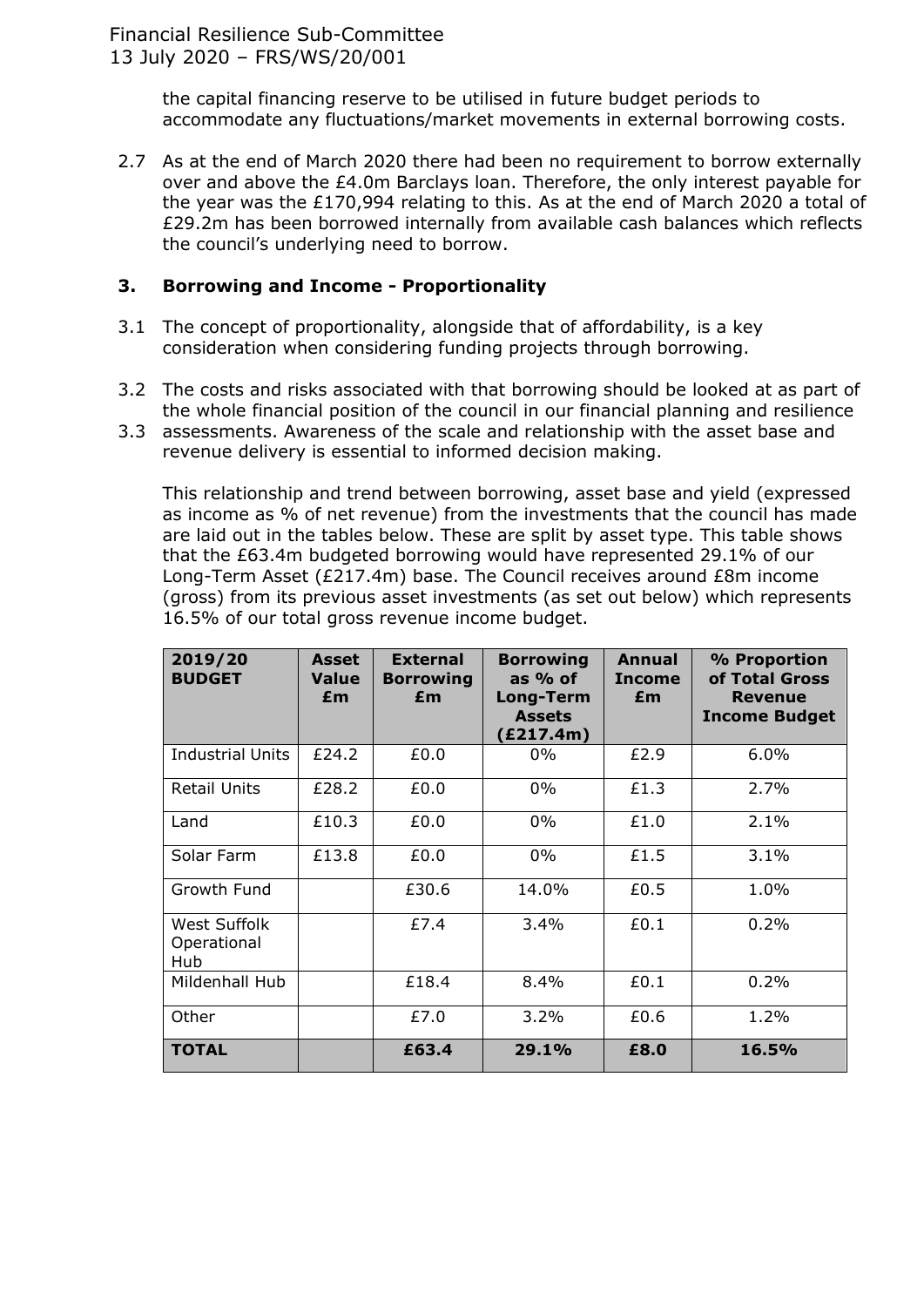the capital financing reserve to be utilised in future budget periods to accommodate any fluctuations/market movements in external borrowing costs.

2.7 As at the end of March 2020 there had been no requirement to borrow externally over and above the £4.0m Barclays loan. Therefore, the only interest payable for the year was the £170,994 relating to this. As at the end of March 2020 a total of £29.2m has been borrowed internally from available cash balances which reflects the council's underlying need to borrow.

## 3. Borrowing and Income - Proportionality

3.1 The concept of proportionality, alongside that of affordability, is a key consideration when considering funding projects through borrowing.

3.2 The costs and risks associated with that borrowing should be looked at as part of the whole financial position of the council in our financial planning and resilience

3.3 assessments. Awareness of the scale and relationship with the asset base and revenue delivery is essential to informed decision making.

This relationship and trend between borrowing, asset base and yield (expressed as income as % of net revenue) from the investments that the council has made are laid out in the tables below. These are split by asset type. This table shows that the £63.4m budgeted borrowing would have represented 29.1% of our Long-Term Asset (£217.4m) base. The Council receives around £8m income (gross) from its previous asset investments (as set out below) which represents 16.5% of our total gross revenue income budget.

| 2019/20 BUDGET | Asset Value £m | External Borrowing £m | Borrowing as % of Long-Term Assets (£217.4m) | Annual Income £m | % Proportion of Total Gross Revenue Income Budget |
|---|---|---|---|---|---|
| Industrial Units | £24.2 | £0.0 | 0% | £2.9 | 6.0% |
| Retail Units | £28.2 | £0.0 | 0% | £1.3 | 2.7% |
| Land | £10.3 | £0.0 | 0% | £1.0 | 2.1% |
| Solar Farm | £13.8 | £0.0 | 0% | £1.5 | 3.1% |
| Growth Fund | | £30.6 | 14.0% | £0.5 | 1.0% |
| West Suffolk Operational Hub | | £7.4 | 3.4% | £0.1 | 0.2% |
| Mildenhall Hub | | £18.4 | 8.4% | £0.1 | 0.2% |
| Other | | £7.0 | 3.2% | £0.6 | 1.2% |
| **TOTAL** | | **£63.4** | **29.1%** | **£8.0** | **16.5%** |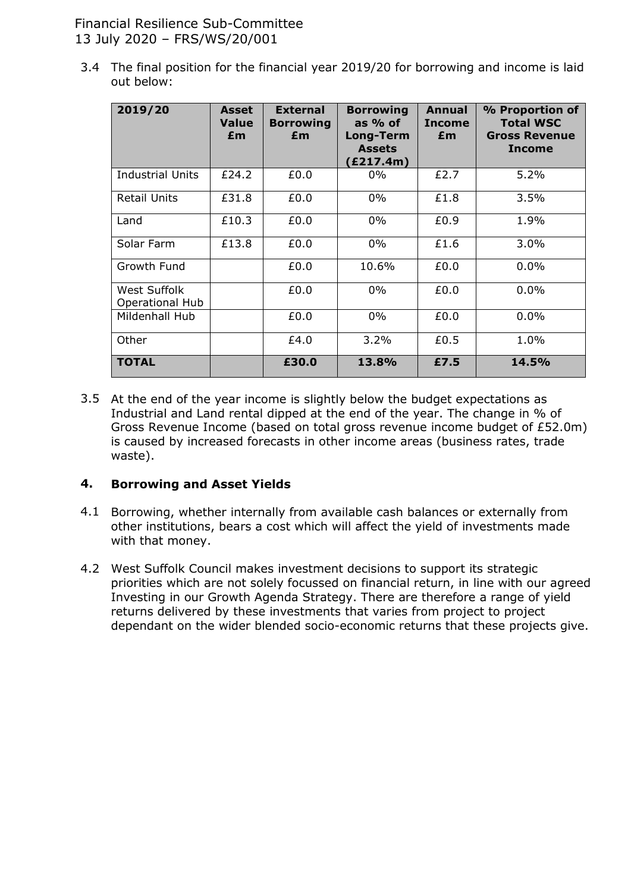3.4 The final position for the financial year 2019/20 for borrowing and income is laid out below:

| 2019/20 | Asset Value £m | External Borrowing £m | Borrowing as % of Long-Term Assets (£217.4m) | Annual Income £m | % Proportion of Total WSC Gross Revenue Income |
|---|---|---|---|---|---|
| Industrial Units | £24.2 | £0.0 | 0% | £2.7 | 5.2% |
| Retail Units | £31.8 | £0.0 | 0% | £1.8 | 3.5% |
| Land | £10.3 | £0.0 | 0% | £0.9 | 1.9% |
| Solar Farm | £13.8 | £0.0 | 0% | £1.6 | 3.0% |
| Growth Fund | | £0.0 | 10.6% | £0.0 | 0.0% |
| West Suffolk Operational Hub | | £0.0 | 0% | £0.0 | 0.0% |
| Mildenhall Hub | | £0.0 | 0% | £0.0 | 0.0% |
| Other | | £4.0 | 3.2% | £0.5 | 1.0% |
| **TOTAL** | | **£30.0** | **13.8%** | **£7.5** | **14.5%** |

3.5 At the end of the year income is slightly below the budget expectations as Industrial and Land rental dipped at the end of the year. The change in % of Gross Revenue Income (based on total gross revenue income budget of £52.0m) is caused by increased forecasts in other income areas (business rates, trade waste).

## 4. Borrowing and Asset Yields

4.1 Borrowing, whether internally from available cash balances or externally from other institutions, bears a cost which will affect the yield of investments made with that money.

4.2 West Suffolk Council makes investment decisions to support its strategic priorities which are not solely focussed on financial return, in line with our agreed Investing in our Growth Agenda Strategy. There are therefore a range of yield returns delivered by these investments that varies from project to project dependant on the wider blended socio-economic returns that these projects give.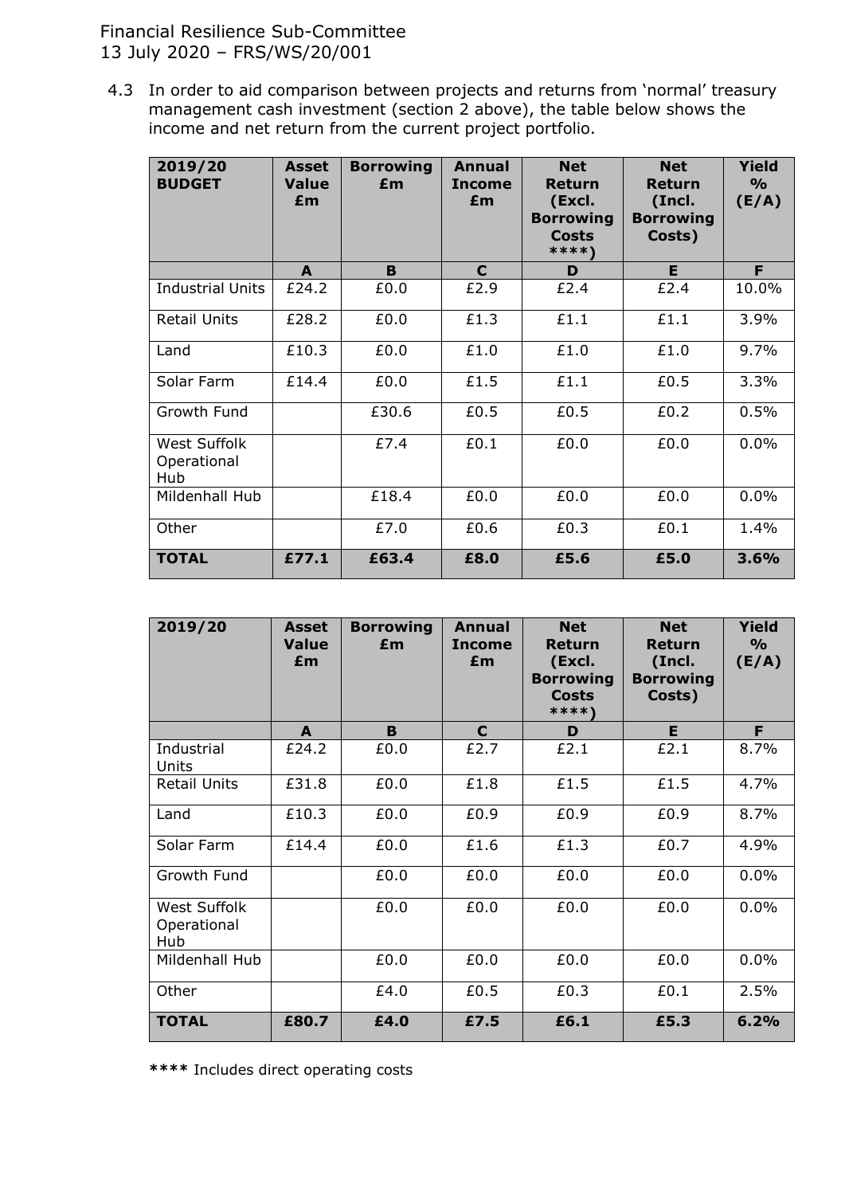4.3 In order to aid comparison between projects and returns from 'normal' treasury management cash investment (section 2 above), the table below shows the income and net return from the current project portfolio.

| 2019/20 BUDGET | Asset Value £m | Borrowing £m | Annual Income £m | Net Return (Excl. Borrowing Costs ****) | Net Return (Incl. Borrowing Costs) | Yield % (E/A) |
|---|---|---|---|---|---|---|
| | A | B | C | D | E | F |
| Industrial Units | £24.2 | £0.0 | £2.9 | £2.4 | £2.4 | 10.0% |
| Retail Units | £28.2 | £0.0 | £1.3 | £1.1 | £1.1 | 3.9% |
| Land | £10.3 | £0.0 | £1.0 | £1.0 | £1.0 | 9.7% |
| Solar Farm | £14.4 | £0.0 | £1.5 | £1.1 | £0.5 | 3.3% |
| Growth Fund | | £30.6 | £0.5 | £0.5 | £0.2 | 0.5% |
| West Suffolk Operational Hub | | £7.4 | £0.1 | £0.0 | £0.0 | 0.0% |
| Mildenhall Hub | | £18.4 | £0.0 | £0.0 | £0.0 | 0.0% |
| Other | | £7.0 | £0.6 | £0.3 | £0.1 | 1.4% |
| **TOTAL** | **£77.1** | **£63.4** | **£8.0** | **£5.6** | **£5.0** | **3.6%** |

| 2019/20 | Asset Value £m | Borrowing £m | Annual Income £m | Net Return (Excl. Borrowing Costs ****) | Net Return (Incl. Borrowing Costs) | Yield % (E/A) |
|---|---|---|---|---|---|---|
| | A | B | C | D | E | F |
| Industrial Units | £24.2 | £0.0 | £2.7 | £2.1 | £2.1 | 8.7% |
| Retail Units | £31.8 | £0.0 | £1.8 | £1.5 | £1.5 | 4.7% |
| Land | £10.3 | £0.0 | £0.9 | £0.9 | £0.9 | 8.7% |
| Solar Farm | £14.4 | £0.0 | £1.6 | £1.3 | £0.7 | 4.9% |
| Growth Fund | | £0.0 | £0.0 | £0.0 | £0.0 | 0.0% |
| West Suffolk Operational Hub | | £0.0 | £0.0 | £0.0 | £0.0 | 0.0% |
| Mildenhall Hub | | £0.0 | £0.0 | £0.0 | £0.0 | 0.0% |
| Other | | £4.0 | £0.5 | £0.3 | £0.1 | 2.5% |
| **TOTAL** | **£80.7** | **£4.0** | **£7.5** | **£6.1** | **£5.3** | **6.2%** |

**\*\*\*\*** Includes direct operating costs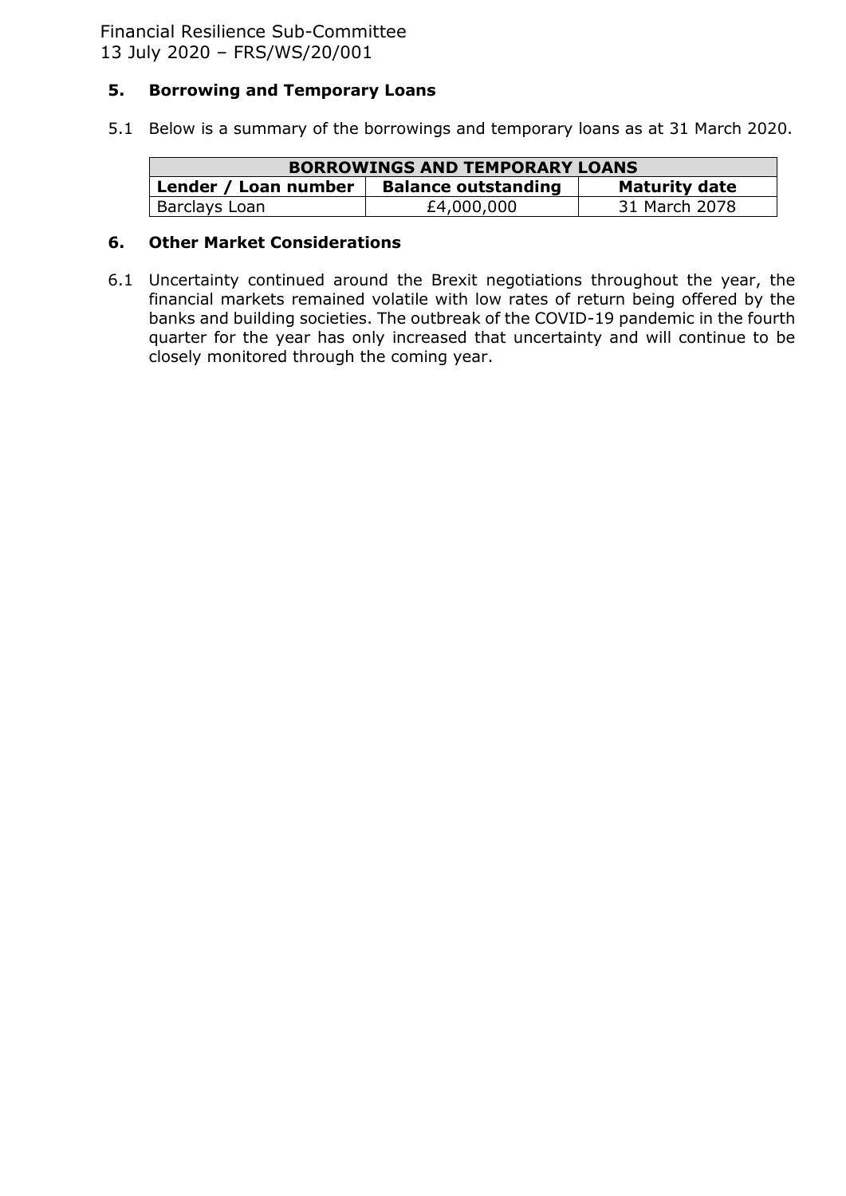## 5. Borrowing and Temporary Loans

5.1 Below is a summary of the borrowings and temporary loans as at 31 March 2020.

| BORROWINGS AND TEMPORARY LOANS | | |
|---|---|---|
| **Lender / Loan number** | **Balance outstanding** | **Maturity date** |
| Barclays Loan | £4,000,000 | 31 March 2078 |

## 6. Other Market Considerations

6.1 Uncertainty continued around the Brexit negotiations throughout the year, the financial markets remained volatile with low rates of return being offered by the banks and building societies. The outbreak of the COVID-19 pandemic in the fourth quarter for the year has only increased that uncertainty and will continue to be closely monitored through the coming year.